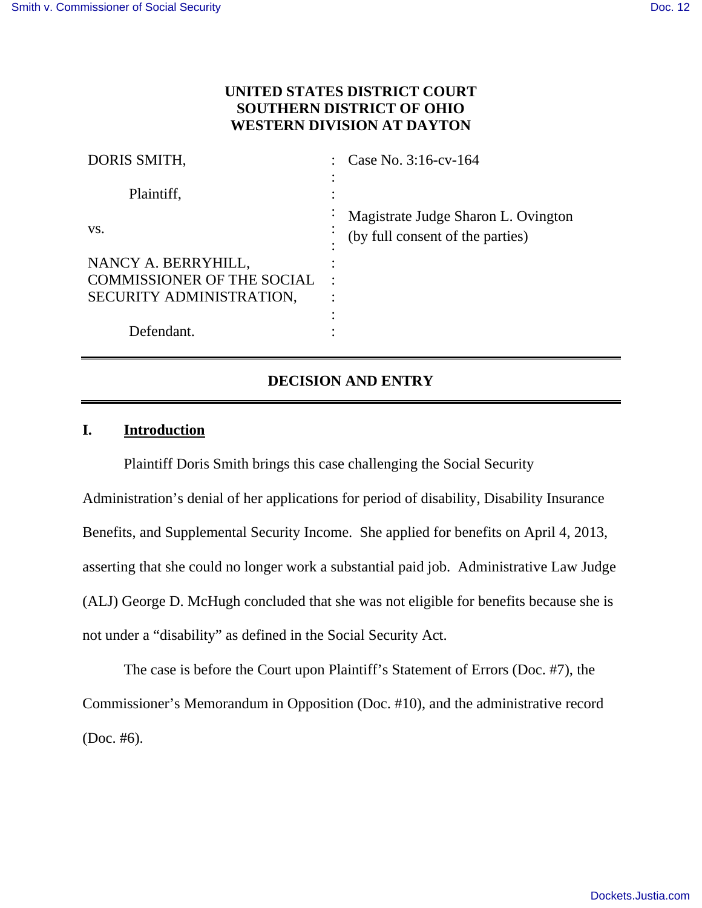**UNITED STATES DISTRICT COURT**
**SOUTHERN DISTRICT OF OHIO**
**WESTERN DIVISION AT DAYTON**

| | | |
|---|---|---|
| DORIS SMITH, | : | Case No. 3:16-cv-164 |
| Plaintiff, | : | |
| vs. | : | Magistrate Judge Sharon L. Ovington (by full consent of the parties) |
| NANCY A. BERRYHILL, COMMISSIONER OF THE SOCIAL SECURITY ADMINISTRATION, | : | |
| Defendant. | : | |

## DECISION AND ENTRY

### I. Introduction

Plaintiff Doris Smith brings this case challenging the Social Security Administration's denial of her applications for period of disability, Disability Insurance Benefits, and Supplemental Security Income. She applied for benefits on April 4, 2013, asserting that she could no longer work a substantial paid job. Administrative Law Judge (ALJ) George D. McHugh concluded that she was not eligible for benefits because she is not under a "disability" as defined in the Social Security Act.

The case is before the Court upon Plaintiff's Statement of Errors (Doc. #7), the Commissioner's Memorandum in Opposition (Doc. #10), and the administrative record (Doc. #6).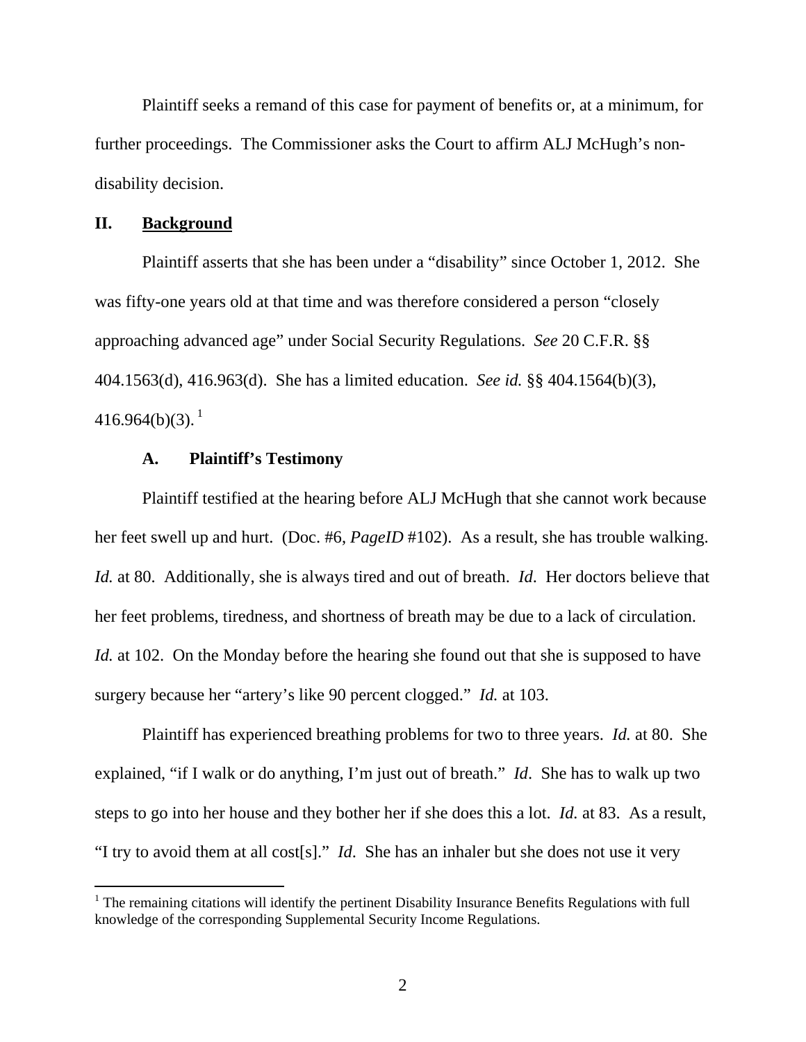Plaintiff seeks a remand of this case for payment of benefits or, at a minimum, for further proceedings. The Commissioner asks the Court to affirm ALJ McHugh's non-disability decision.

## II. Background

Plaintiff asserts that she has been under a "disability" since October 1, 2012. She was fifty-one years old at that time and was therefore considered a person "closely approaching advanced age" under Social Security Regulations. *See* 20 C.F.R. §§ 404.1563(d), 416.963(d). She has a limited education. *See id.* §§ 404.1564(b)(3), 416.964(b)(3).[1]

### A. Plaintiff's Testimony

Plaintiff testified at the hearing before ALJ McHugh that she cannot work because her feet swell up and hurt. (Doc. #6, *PageID* #102). As a result, she has trouble walking. *Id.* at 80. Additionally, she is always tired and out of breath. *Id*. Her doctors believe that her feet problems, tiredness, and shortness of breath may be due to a lack of circulation. *Id.* at 102. On the Monday before the hearing she found out that she is supposed to have surgery because her "artery's like 90 percent clogged." *Id.* at 103.

Plaintiff has experienced breathing problems for two to three years. *Id.* at 80. She explained, "if I walk or do anything, I'm just out of breath." *Id*. She has to walk up two steps to go into her house and they bother her if she does this a lot. *Id.* at 83. As a result, "I try to avoid them at all cost[s]." *Id*. She has an inhaler but she does not use it very

[1] The remaining citations will identify the pertinent Disability Insurance Benefits Regulations with full knowledge of the corresponding Supplemental Security Income Regulations.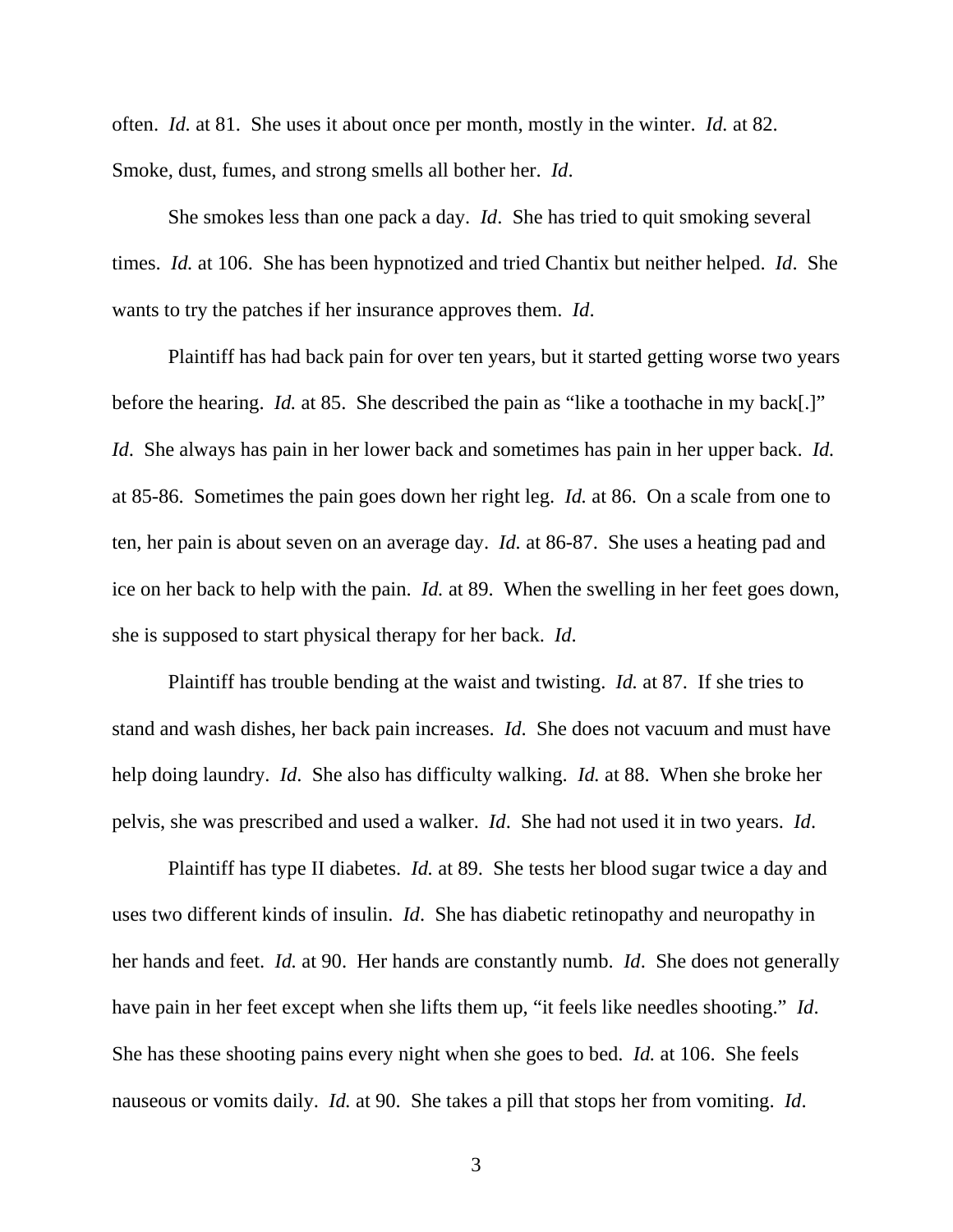often. *Id.* at 81. She uses it about once per month, mostly in the winter. *Id.* at 82. Smoke, dust, fumes, and strong smells all bother her. *Id*.

She smokes less than one pack a day. *Id*. She has tried to quit smoking several times. *Id.* at 106. She has been hypnotized and tried Chantix but neither helped. *Id*. She wants to try the patches if her insurance approves them. *Id*.

Plaintiff has had back pain for over ten years, but it started getting worse two years before the hearing. *Id.* at 85. She described the pain as "like a toothache in my back[.]" *Id*. She always has pain in her lower back and sometimes has pain in her upper back. *Id.* at 85-86. Sometimes the pain goes down her right leg. *Id.* at 86. On a scale from one to ten, her pain is about seven on an average day. *Id.* at 86-87. She uses a heating pad and ice on her back to help with the pain. *Id.* at 89. When the swelling in her feet goes down, she is supposed to start physical therapy for her back. *Id*.

Plaintiff has trouble bending at the waist and twisting. *Id.* at 87. If she tries to stand and wash dishes, her back pain increases. *Id*. She does not vacuum and must have help doing laundry. *Id*. She also has difficulty walking. *Id.* at 88. When she broke her pelvis, she was prescribed and used a walker. *Id*. She had not used it in two years. *Id*.

Plaintiff has type II diabetes. *Id.* at 89. She tests her blood sugar twice a day and uses two different kinds of insulin. *Id*. She has diabetic retinopathy and neuropathy in her hands and feet. *Id.* at 90. Her hands are constantly numb. *Id*. She does not generally have pain in her feet except when she lifts them up, "it feels like needles shooting." *Id*. She has these shooting pains every night when she goes to bed. *Id.* at 106. She feels nauseous or vomits daily. *Id.* at 90. She takes a pill that stops her from vomiting. *Id*.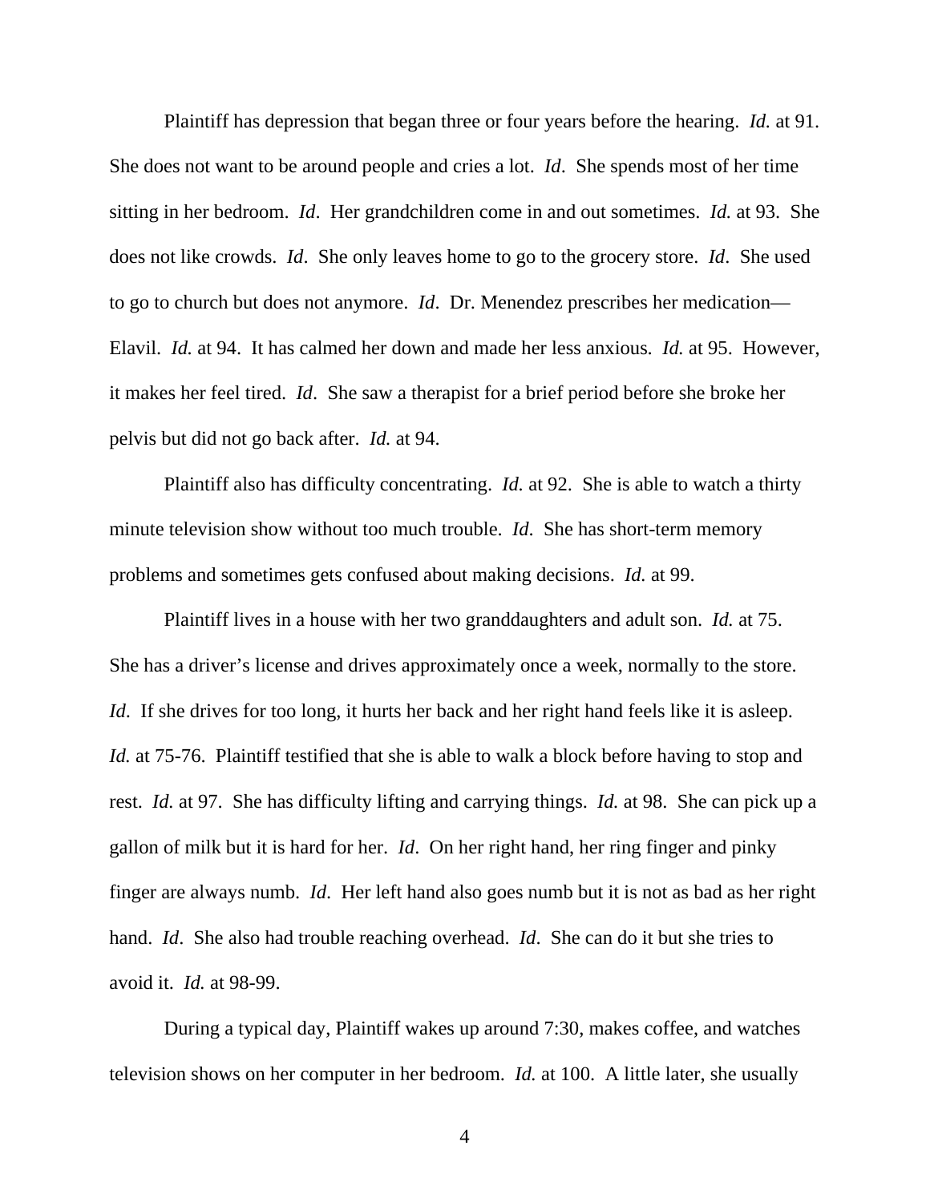Plaintiff has depression that began three or four years before the hearing. *Id.* at 91. She does not want to be around people and cries a lot. *Id*. She spends most of her time sitting in her bedroom. *Id*. Her grandchildren come in and out sometimes. *Id.* at 93. She does not like crowds. *Id*. She only leaves home to go to the grocery store. *Id*. She used to go to church but does not anymore. *Id*. Dr. Menendez prescribes her medication—Elavil. *Id.* at 94. It has calmed her down and made her less anxious. *Id.* at 95. However, it makes her feel tired. *Id*. She saw a therapist for a brief period before she broke her pelvis but did not go back after. *Id.* at 94.

Plaintiff also has difficulty concentrating. *Id.* at 92. She is able to watch a thirty minute television show without too much trouble. *Id.* She has short-term memory problems and sometimes gets confused about making decisions. *Id.* at 99.

Plaintiff lives in a house with her two granddaughters and adult son. *Id.* at 75. She has a driver's license and drives approximately once a week, normally to the store. *Id*. If she drives for too long, it hurts her back and her right hand feels like it is asleep. *Id.* at 75-76. Plaintiff testified that she is able to walk a block before having to stop and rest. *Id.* at 97. She has difficulty lifting and carrying things. *Id.* at 98. She can pick up a gallon of milk but it is hard for her. *Id*. On her right hand, her ring finger and pinky finger are always numb. *Id*. Her left hand also goes numb but it is not as bad as her right hand. *Id*. She also had trouble reaching overhead. *Id*. She can do it but she tries to avoid it. *Id.* at 98-99.

During a typical day, Plaintiff wakes up around 7:30, makes coffee, and watches television shows on her computer in her bedroom. *Id.* at 100. A little later, she usually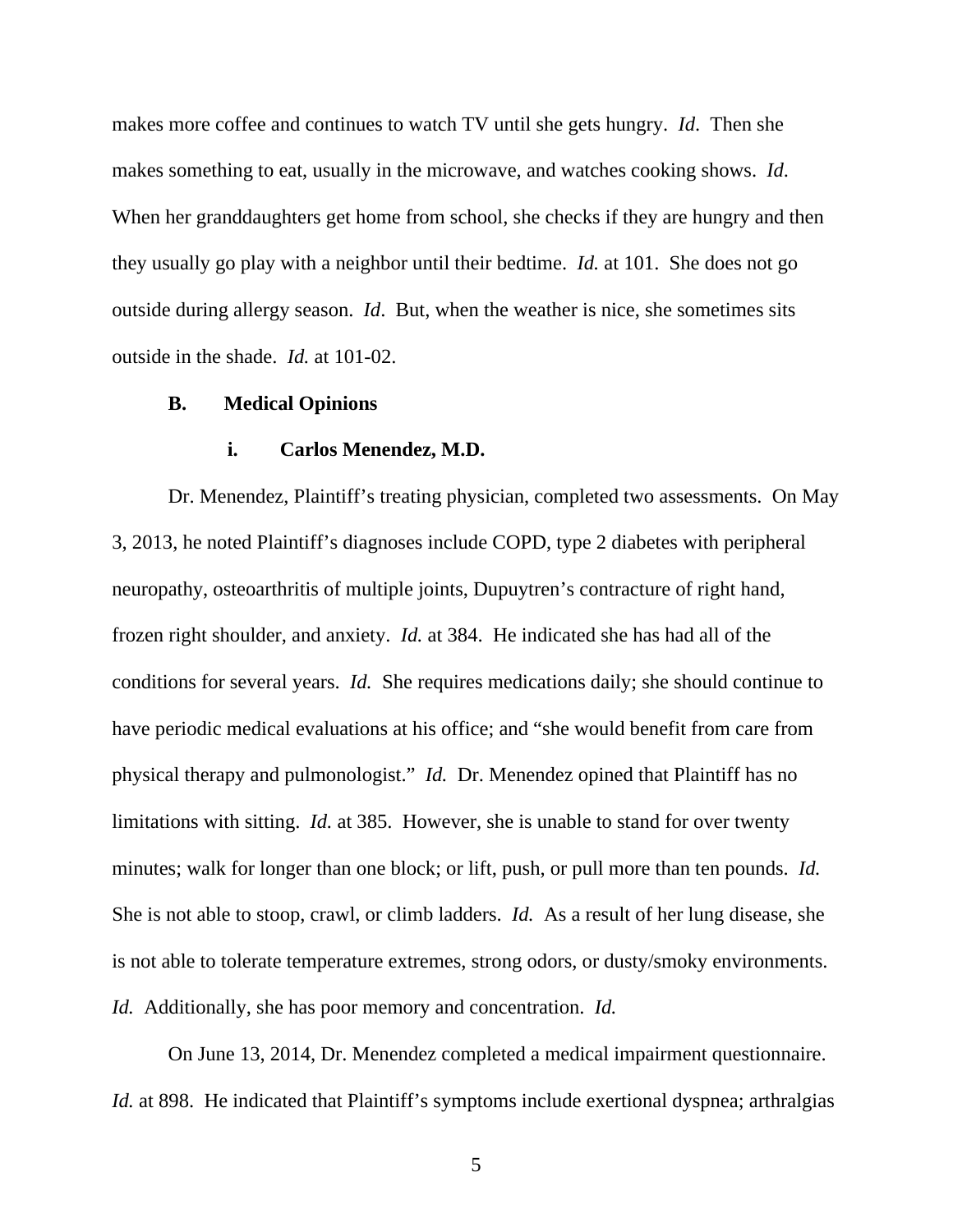makes more coffee and continues to watch TV until she gets hungry. *Id*. Then she makes something to eat, usually in the microwave, and watches cooking shows. *Id*. When her granddaughters get home from school, she checks if they are hungry and then they usually go play with a neighbor until their bedtime. *Id.* at 101. She does not go outside during allergy season. *Id*. But, when the weather is nice, she sometimes sits outside in the shade. *Id.* at 101-02.

### B. Medical Opinions

#### i. Carlos Menendez, M.D.

Dr. Menendez, Plaintiff's treating physician, completed two assessments. On May 3, 2013, he noted Plaintiff's diagnoses include COPD, type 2 diabetes with peripheral neuropathy, osteoarthritis of multiple joints, Dupuytren's contracture of right hand, frozen right shoulder, and anxiety. *Id.* at 384. He indicated she has had all of the conditions for several years. *Id.* She requires medications daily; she should continue to have periodic medical evaluations at his office; and "she would benefit from care from physical therapy and pulmonologist." *Id.* Dr. Menendez opined that Plaintiff has no limitations with sitting. *Id.* at 385. However, she is unable to stand for over twenty minutes; walk for longer than one block; or lift, push, or pull more than ten pounds. *Id.* She is not able to stoop, crawl, or climb ladders. *Id.* As a result of her lung disease, she is not able to tolerate temperature extremes, strong odors, or dusty/smoky environments. *Id.* Additionally, she has poor memory and concentration. *Id.*

On June 13, 2014, Dr. Menendez completed a medical impairment questionnaire. *Id.* at 898. He indicated that Plaintiff's symptoms include exertional dyspnea; arthralgias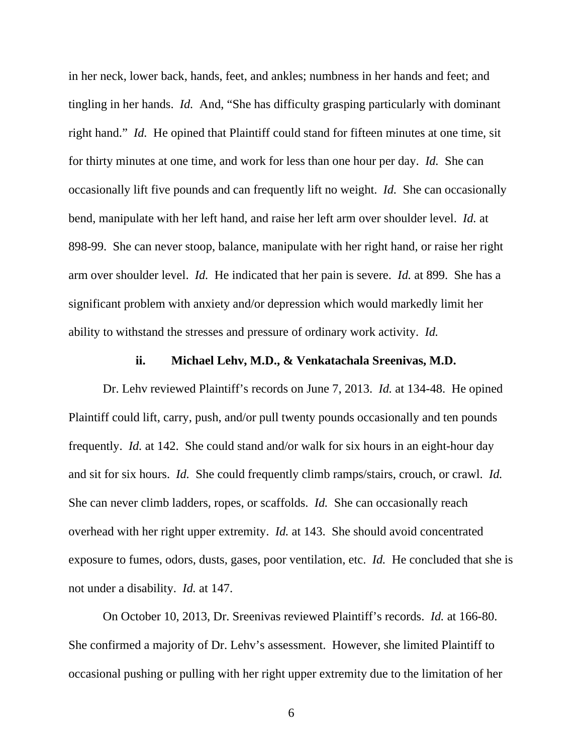in her neck, lower back, hands, feet, and ankles; numbness in her hands and feet; and tingling in her hands. *Id.* And, "She has difficulty grasping particularly with dominant right hand." *Id.* He opined that Plaintiff could stand for fifteen minutes at one time, sit for thirty minutes at one time, and work for less than one hour per day. *Id.* She can occasionally lift five pounds and can frequently lift no weight. *Id.* She can occasionally bend, manipulate with her left hand, and raise her left arm over shoulder level. *Id.* at 898-99. She can never stoop, balance, manipulate with her right hand, or raise her right arm over shoulder level. *Id.* He indicated that her pain is severe. *Id.* at 899. She has a significant problem with anxiety and/or depression which would markedly limit her ability to withstand the stresses and pressure of ordinary work activity. *Id.*

**ii. Michael Lehv, M.D., & Venkatachala Sreenivas, M.D.**

Dr. Lehv reviewed Plaintiff's records on June 7, 2013. *Id.* at 134-48. He opined Plaintiff could lift, carry, push, and/or pull twenty pounds occasionally and ten pounds frequently. *Id.* at 142. She could stand and/or walk for six hours in an eight-hour day and sit for six hours. *Id.* She could frequently climb ramps/stairs, crouch, or crawl. *Id.* She can never climb ladders, ropes, or scaffolds. *Id.* She can occasionally reach overhead with her right upper extremity. *Id.* at 143. She should avoid concentrated exposure to fumes, odors, dusts, gases, poor ventilation, etc. *Id.* He concluded that she is not under a disability. *Id.* at 147.

On October 10, 2013, Dr. Sreenivas reviewed Plaintiff's records. *Id.* at 166-80. She confirmed a majority of Dr. Lehv's assessment. However, she limited Plaintiff to occasional pushing or pulling with her right upper extremity due to the limitation of her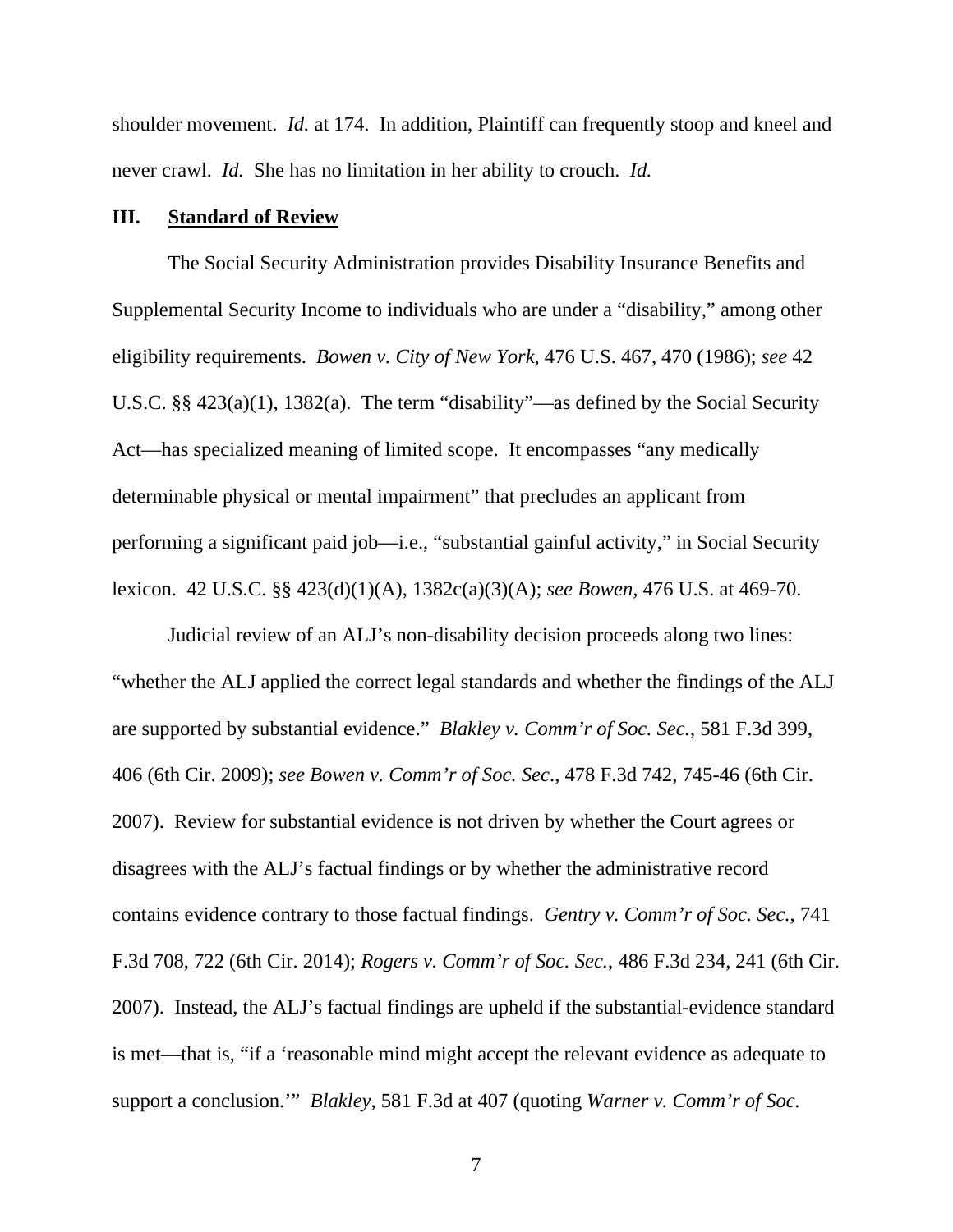shoulder movement. *Id.* at 174. In addition, Plaintiff can frequently stoop and kneel and never crawl. *Id.* She has no limitation in her ability to crouch. *Id.*

## III. Standard of Review

The Social Security Administration provides Disability Insurance Benefits and Supplemental Security Income to individuals who are under a "disability," among other eligibility requirements. *Bowen v. City of New York*, 476 U.S. 467, 470 (1986); *see* 42 U.S.C. §§ 423(a)(1), 1382(a). The term "disability"—as defined by the Social Security Act—has specialized meaning of limited scope. It encompasses "any medically determinable physical or mental impairment" that precludes an applicant from performing a significant paid job—i.e., "substantial gainful activity," in Social Security lexicon. 42 U.S.C. §§ 423(d)(1)(A), 1382c(a)(3)(A); *see Bowen*, 476 U.S. at 469-70.

Judicial review of an ALJ's non-disability decision proceeds along two lines: "whether the ALJ applied the correct legal standards and whether the findings of the ALJ are supported by substantial evidence." *Blakley v. Comm'r of Soc. Sec.*, 581 F.3d 399, 406 (6th Cir. 2009); *see Bowen v. Comm'r of Soc. Sec*., 478 F.3d 742, 745-46 (6th Cir. 2007). Review for substantial evidence is not driven by whether the Court agrees or disagrees with the ALJ's factual findings or by whether the administrative record contains evidence contrary to those factual findings. *Gentry v. Comm'r of Soc. Sec.*, 741 F.3d 708, 722 (6th Cir. 2014); *Rogers v. Comm'r of Soc. Sec.*, 486 F.3d 234, 241 (6th Cir. 2007). Instead, the ALJ's factual findings are upheld if the substantial-evidence standard is met—that is, "if a 'reasonable mind might accept the relevant evidence as adequate to support a conclusion.'" *Blakley*, 581 F.3d at 407 (quoting *Warner v. Comm'r of Soc.*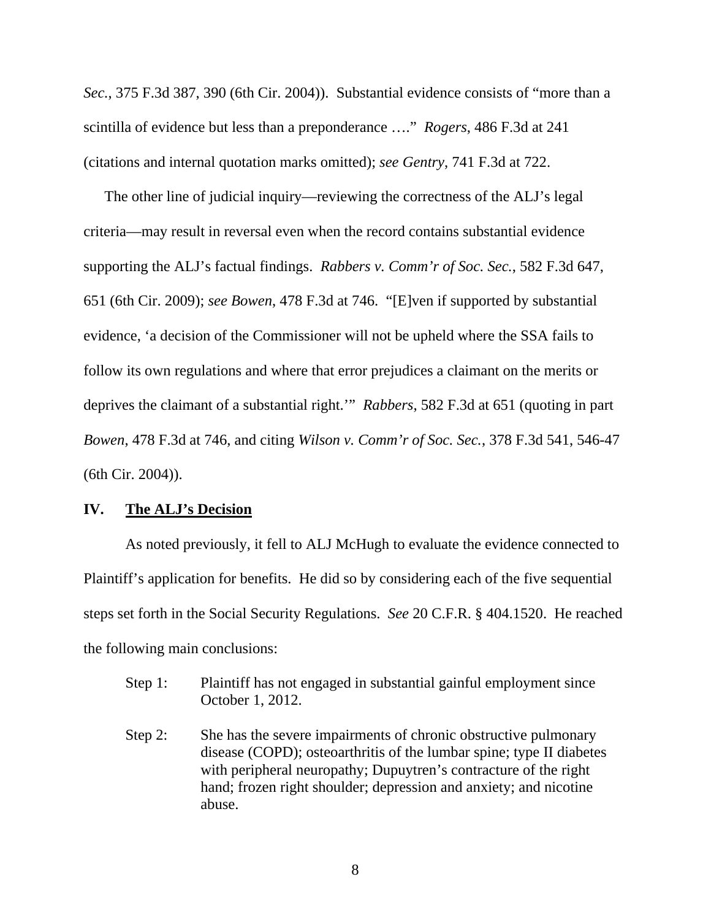*Sec.*, 375 F.3d 387, 390 (6th Cir. 2004)). Substantial evidence consists of "more than a scintilla of evidence but less than a preponderance …." *Rogers*, 486 F.3d at 241 (citations and internal quotation marks omitted); *see Gentry*, 741 F.3d at 722.

The other line of judicial inquiry—reviewing the correctness of the ALJ's legal criteria—may result in reversal even when the record contains substantial evidence supporting the ALJ's factual findings. *Rabbers v. Comm'r of Soc. Sec.*, 582 F.3d 647, 651 (6th Cir. 2009); *see Bowen*, 478 F.3d at 746. "[E]ven if supported by substantial evidence, 'a decision of the Commissioner will not be upheld where the SSA fails to follow its own regulations and where that error prejudices a claimant on the merits or deprives the claimant of a substantial right.'" *Rabbers*, 582 F.3d at 651 (quoting in part *Bowen*, 478 F.3d at 746, and citing *Wilson v. Comm'r of Soc. Sec.*, 378 F.3d 541, 546-47 (6th Cir. 2004)).

## IV. The ALJ's Decision

As noted previously, it fell to ALJ McHugh to evaluate the evidence connected to Plaintiff's application for benefits. He did so by considering each of the five sequential steps set forth in the Social Security Regulations. *See* 20 C.F.R. § 404.1520. He reached the following main conclusions:

Step 1: Plaintiff has not engaged in substantial gainful employment since October 1, 2012.

Step 2: She has the severe impairments of chronic obstructive pulmonary disease (COPD); osteoarthritis of the lumbar spine; type II diabetes with peripheral neuropathy; Dupuytren's contracture of the right hand; frozen right shoulder; depression and anxiety; and nicotine abuse.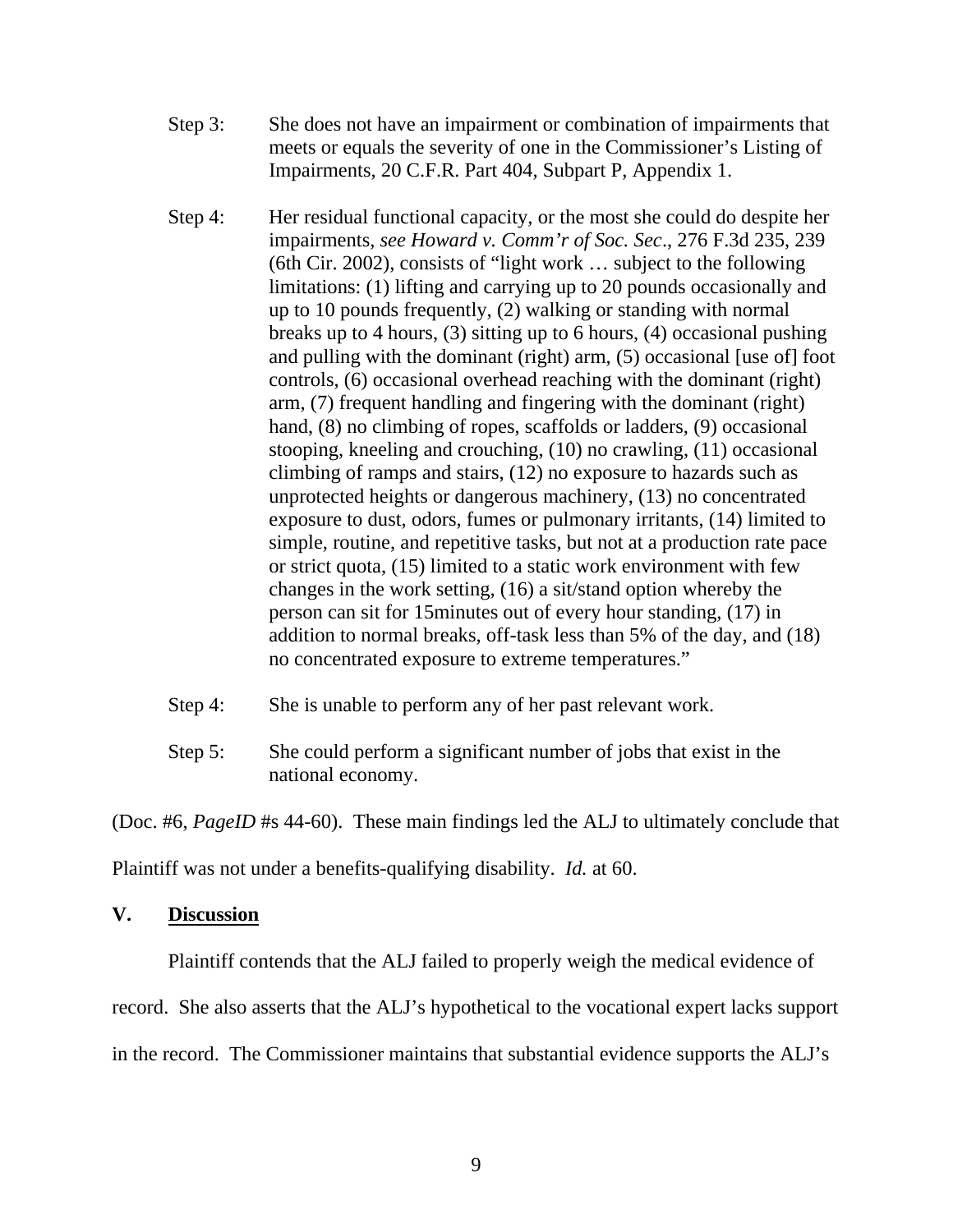Step 3: She does not have an impairment or combination of impairments that meets or equals the severity of one in the Commissioner's Listing of Impairments, 20 C.F.R. Part 404, Subpart P, Appendix 1.

Step 4: Her residual functional capacity, or the most she could do despite her impairments, *see Howard v. Comm'r of Soc. Sec*., 276 F.3d 235, 239 (6th Cir. 2002), consists of "light work … subject to the following limitations: (1) lifting and carrying up to 20 pounds occasionally and up to 10 pounds frequently, (2) walking or standing with normal breaks up to 4 hours, (3) sitting up to 6 hours, (4) occasional pushing and pulling with the dominant (right) arm, (5) occasional [use of] foot controls, (6) occasional overhead reaching with the dominant (right) arm, (7) frequent handling and fingering with the dominant (right) hand, (8) no climbing of ropes, scaffolds or ladders, (9) occasional stooping, kneeling and crouching, (10) no crawling, (11) occasional climbing of ramps and stairs, (12) no exposure to hazards such as unprotected heights or dangerous machinery, (13) no concentrated exposure to dust, odors, fumes or pulmonary irritants, (14) limited to simple, routine, and repetitive tasks, but not at a production rate pace or strict quota, (15) limited to a static work environment with few changes in the work setting, (16) a sit/stand option whereby the person can sit for 15minutes out of every hour standing, (17) in addition to normal breaks, off-task less than 5% of the day, and (18) no concentrated exposure to extreme temperatures."

Step 4: She is unable to perform any of her past relevant work.

Step 5: She could perform a significant number of jobs that exist in the national economy.

(Doc. #6, *PageID* #s 44-60). These main findings led the ALJ to ultimately conclude that Plaintiff was not under a benefits-qualifying disability. *Id.* at 60.

## V. Discussion

Plaintiff contends that the ALJ failed to properly weigh the medical evidence of record. She also asserts that the ALJ's hypothetical to the vocational expert lacks support in the record. The Commissioner maintains that substantial evidence supports the ALJ's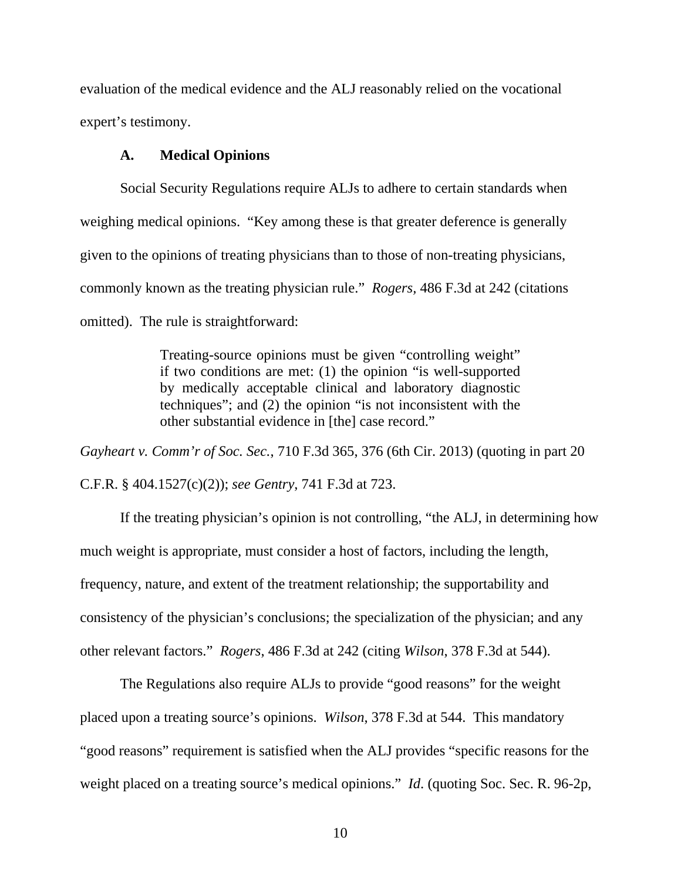evaluation of the medical evidence and the ALJ reasonably relied on the vocational expert's testimony.

### A. Medical Opinions

Social Security Regulations require ALJs to adhere to certain standards when weighing medical opinions. "Key among these is that greater deference is generally given to the opinions of treating physicians than to those of non-treating physicians, commonly known as the treating physician rule." *Rogers*, 486 F.3d at 242 (citations omitted). The rule is straightforward:

> Treating-source opinions must be given "controlling weight" if two conditions are met: (1) the opinion "is well-supported by medically acceptable clinical and laboratory diagnostic techniques"; and (2) the opinion "is not inconsistent with the other substantial evidence in [the] case record."

*Gayheart v. Comm'r of Soc. Sec.*, 710 F.3d 365, 376 (6th Cir. 2013) (quoting in part 20 C.F.R. § 404.1527(c)(2)); *see Gentry*, 741 F.3d at 723.

If the treating physician's opinion is not controlling, "the ALJ, in determining how much weight is appropriate, must consider a host of factors, including the length, frequency, nature, and extent of the treatment relationship; the supportability and consistency of the physician's conclusions; the specialization of the physician; and any other relevant factors." *Rogers*, 486 F.3d at 242 (citing *Wilson*, 378 F.3d at 544).

The Regulations also require ALJs to provide "good reasons" for the weight placed upon a treating source's opinions. *Wilson*, 378 F.3d at 544. This mandatory "good reasons" requirement is satisfied when the ALJ provides "specific reasons for the weight placed on a treating source's medical opinions." *Id*. (quoting Soc. Sec. R. 96-2p,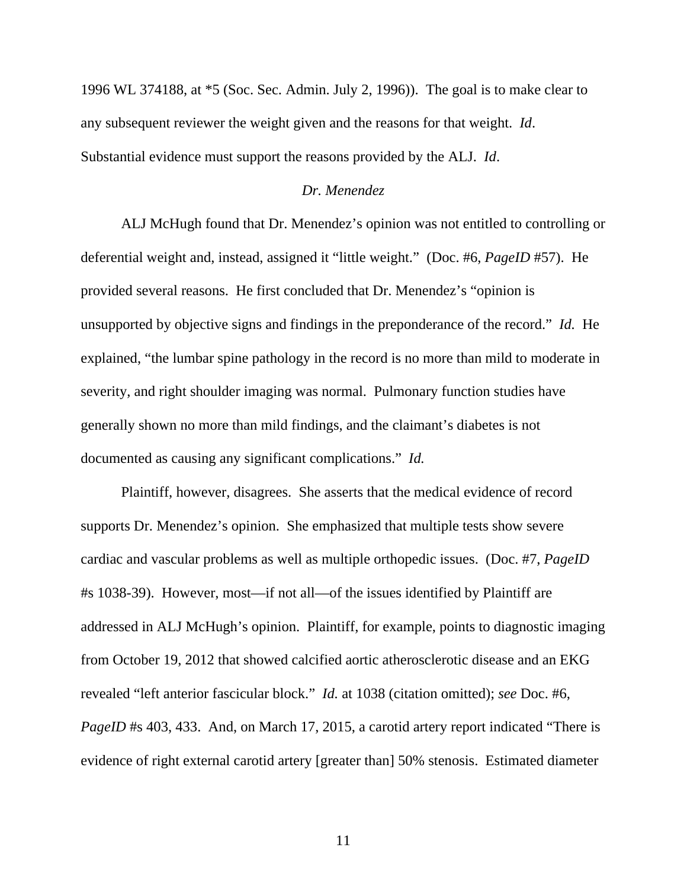1996 WL 374188, at *5 (Soc. Sec. Admin. July 2, 1996)). The goal is to make clear to any subsequent reviewer the weight given and the reasons for that weight. *Id*. Substantial evidence must support the reasons provided by the ALJ. *Id*.

*Dr. Menendez*

ALJ McHugh found that Dr. Menendez's opinion was not entitled to controlling or deferential weight and, instead, assigned it "little weight." (Doc. #6, *PageID* #57). He provided several reasons. He first concluded that Dr. Menendez's "opinion is unsupported by objective signs and findings in the preponderance of the record." *Id.* He explained, "the lumbar spine pathology in the record is no more than mild to moderate in severity, and right shoulder imaging was normal. Pulmonary function studies have generally shown no more than mild findings, and the claimant's diabetes is not documented as causing any significant complications." *Id.*

Plaintiff, however, disagrees. She asserts that the medical evidence of record supports Dr. Menendez's opinion. She emphasized that multiple tests show severe cardiac and vascular problems as well as multiple orthopedic issues. (Doc. #7, *PageID* #s 1038-39). However, most—if not all—of the issues identified by Plaintiff are addressed in ALJ McHugh's opinion. Plaintiff, for example, points to diagnostic imaging from October 19, 2012 that showed calcified aortic atherosclerotic disease and an EKG revealed "left anterior fascicular block." *Id.* at 1038 (citation omitted); *see* Doc. #6, *PageID* #s 403, 433. And, on March 17, 2015, a carotid artery report indicated "There is evidence of right external carotid artery [greater than] 50% stenosis. Estimated diameter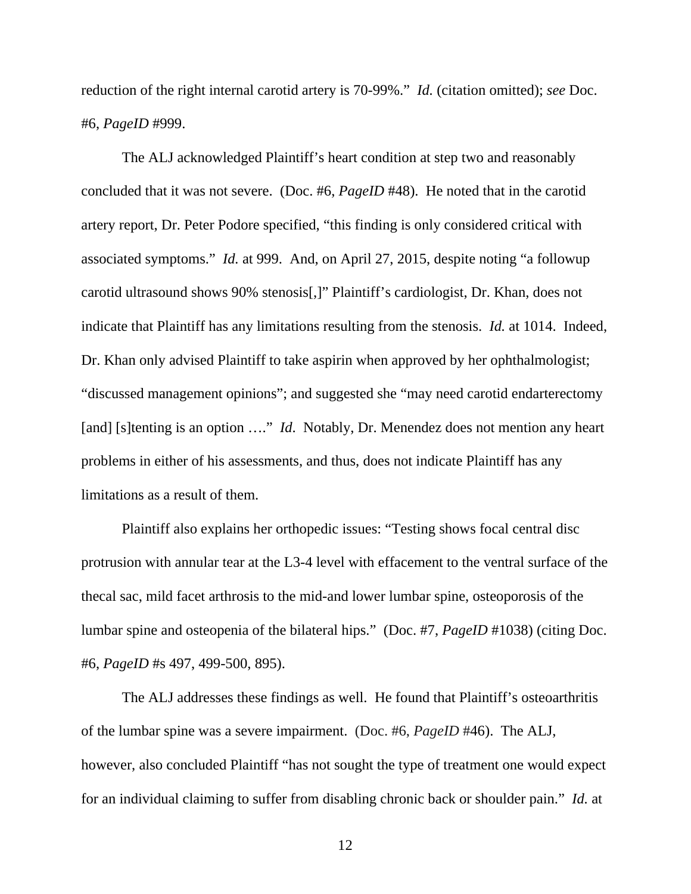reduction of the right internal carotid artery is 70-99%." *Id.* (citation omitted); *see* Doc. #6, *PageID* #999.

The ALJ acknowledged Plaintiff's heart condition at step two and reasonably concluded that it was not severe. (Doc. #6, *PageID* #48). He noted that in the carotid artery report, Dr. Peter Podore specified, "this finding is only considered critical with associated symptoms." *Id.* at 999. And, on April 27, 2015, despite noting "a followup carotid ultrasound shows 90% stenosis[,]" Plaintiff's cardiologist, Dr. Khan, does not indicate that Plaintiff has any limitations resulting from the stenosis. *Id.* at 1014. Indeed, Dr. Khan only advised Plaintiff to take aspirin when approved by her ophthalmologist; "discussed management opinions"; and suggested she "may need carotid endarterectomy [and] [s]tenting is an option …." *Id.* Notably, Dr. Menendez does not mention any heart problems in either of his assessments, and thus, does not indicate Plaintiff has any limitations as a result of them.

Plaintiff also explains her orthopedic issues: "Testing shows focal central disc protrusion with annular tear at the L3-4 level with effacement to the ventral surface of the thecal sac, mild facet arthrosis to the mid-and lower lumbar spine, osteoporosis of the lumbar spine and osteopenia of the bilateral hips." (Doc. #7, *PageID* #1038) (citing Doc. #6, *PageID* #s 497, 499-500, 895).

The ALJ addresses these findings as well. He found that Plaintiff's osteoarthritis of the lumbar spine was a severe impairment. (Doc. #6, *PageID* #46). The ALJ, however, also concluded Plaintiff "has not sought the type of treatment one would expect for an individual claiming to suffer from disabling chronic back or shoulder pain." *Id.* at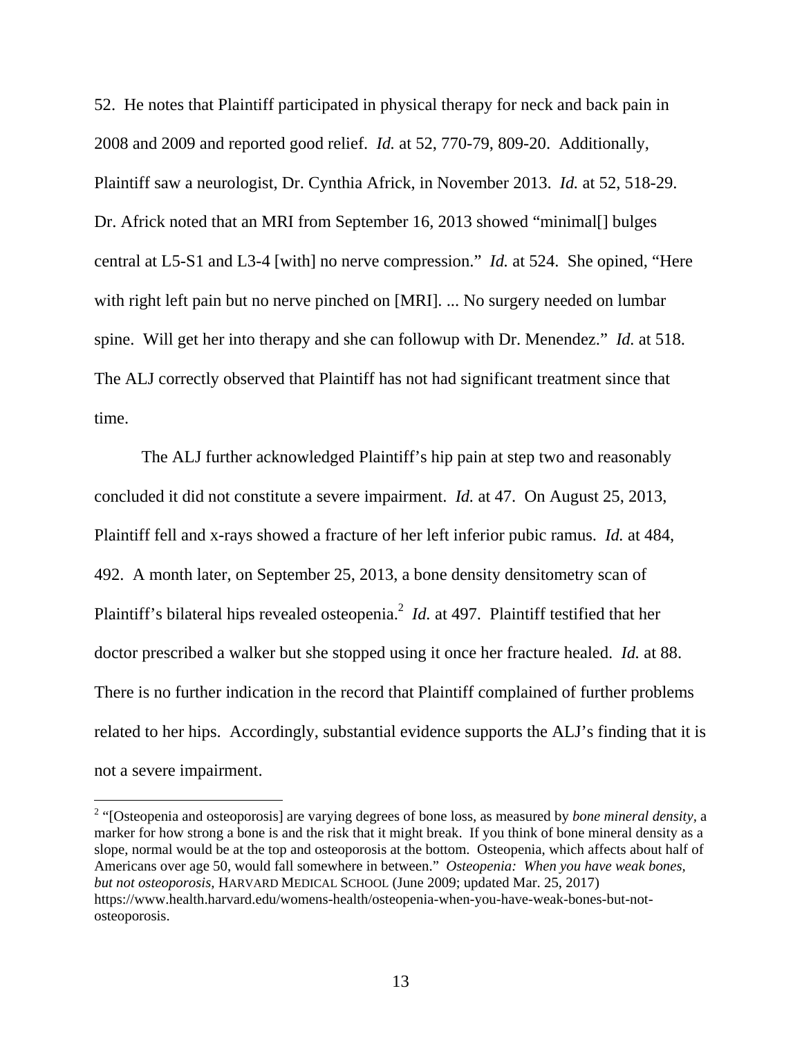52. He notes that Plaintiff participated in physical therapy for neck and back pain in 2008 and 2009 and reported good relief. *Id.* at 52, 770-79, 809-20. Additionally, Plaintiff saw a neurologist, Dr. Cynthia Africk, in November 2013. *Id.* at 52, 518-29. Dr. Africk noted that an MRI from September 16, 2013 showed "minimal[] bulges central at L5-S1 and L3-4 [with] no nerve compression." *Id.* at 524. She opined, "Here with right left pain but no nerve pinched on [MRI]. ... No surgery needed on lumbar spine. Will get her into therapy and she can followup with Dr. Menendez." *Id.* at 518. The ALJ correctly observed that Plaintiff has not had significant treatment since that time.

The ALJ further acknowledged Plaintiff's hip pain at step two and reasonably concluded it did not constitute a severe impairment. *Id.* at 47. On August 25, 2013, Plaintiff fell and x-rays showed a fracture of her left inferior pubic ramus. *Id.* at 484, 492. A month later, on September 25, 2013, a bone density densitometry scan of Plaintiff's bilateral hips revealed osteopenia.[2] *Id.* at 497. Plaintiff testified that her doctor prescribed a walker but she stopped using it once her fracture healed. *Id.* at 88. There is no further indication in the record that Plaintiff complained of further problems related to her hips. Accordingly, substantial evidence supports the ALJ's finding that it is not a severe impairment.

---

[2] "[Osteopenia and osteoporosis] are varying degrees of bone loss, as measured by *bone mineral density*, a marker for how strong a bone is and the risk that it might break. If you think of bone mineral density as a slope, normal would be at the top and osteoporosis at the bottom. Osteopenia, which affects about half of Americans over age 50, would fall somewhere in between." *Osteopenia: When you have weak bones, but not osteoporosis*, HARVARD MEDICAL SCHOOL (June 2009; updated Mar. 25, 2017) https://www.health.harvard.edu/womens-health/osteopenia-when-you-have-weak-bones-but-not-osteoporosis.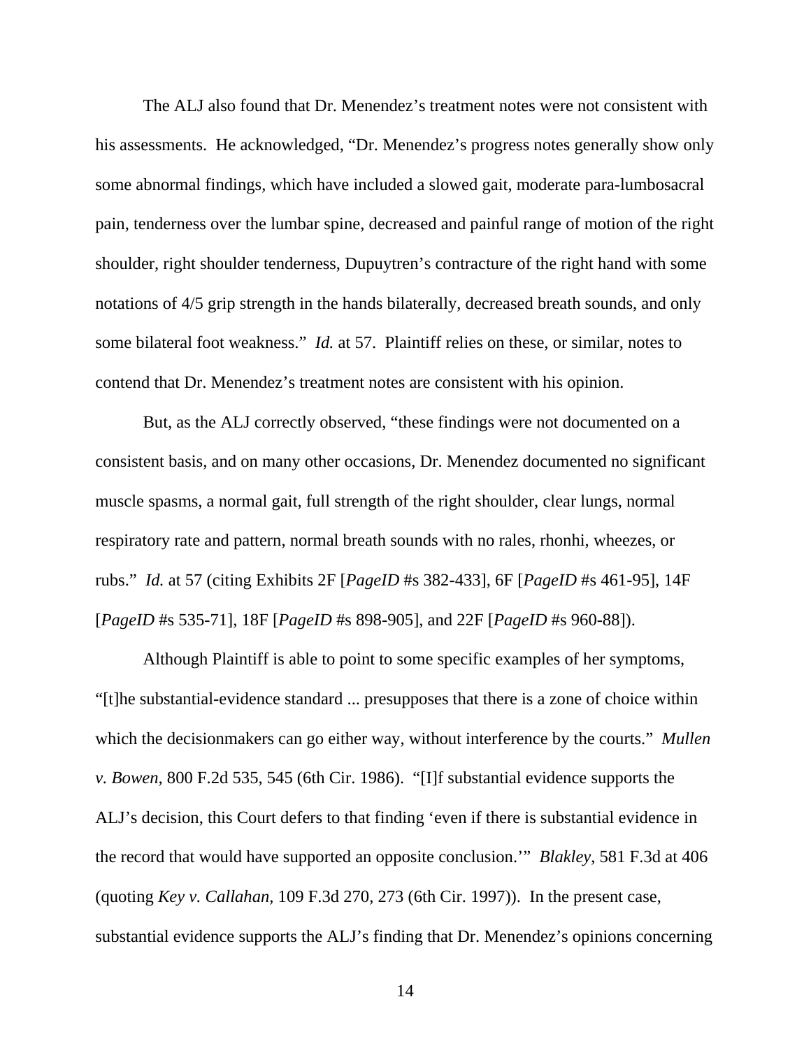The ALJ also found that Dr. Menendez's treatment notes were not consistent with his assessments. He acknowledged, "Dr. Menendez's progress notes generally show only some abnormal findings, which have included a slowed gait, moderate para-lumbosacral pain, tenderness over the lumbar spine, decreased and painful range of motion of the right shoulder, right shoulder tenderness, Dupuytren's contracture of the right hand with some notations of 4/5 grip strength in the hands bilaterally, decreased breath sounds, and only some bilateral foot weakness." *Id.* at 57. Plaintiff relies on these, or similar, notes to contend that Dr. Menendez's treatment notes are consistent with his opinion.

But, as the ALJ correctly observed, "these findings were not documented on a consistent basis, and on many other occasions, Dr. Menendez documented no significant muscle spasms, a normal gait, full strength of the right shoulder, clear lungs, normal respiratory rate and pattern, normal breath sounds with no rales, rhonhi, wheezes, or rubs." *Id.* at 57 (citing Exhibits 2F [*PageID* #s 382-433], 6F [*PageID* #s 461-95], 14F [*PageID* #s 535-71], 18F [*PageID* #s 898-905], and 22F [*PageID* #s 960-88]).

Although Plaintiff is able to point to some specific examples of her symptoms, "[t]he substantial-evidence standard ... presupposes that there is a zone of choice within which the decisionmakers can go either way, without interference by the courts." *Mullen v. Bowen,* 800 F.2d 535, 545 (6th Cir. 1986). "[I]f substantial evidence supports the ALJ's decision, this Court defers to that finding 'even if there is substantial evidence in the record that would have supported an opposite conclusion.'" *Blakley*, 581 F.3d at 406 (quoting *Key v. Callahan,* 109 F.3d 270, 273 (6th Cir. 1997)). In the present case, substantial evidence supports the ALJ's finding that Dr. Menendez's opinions concerning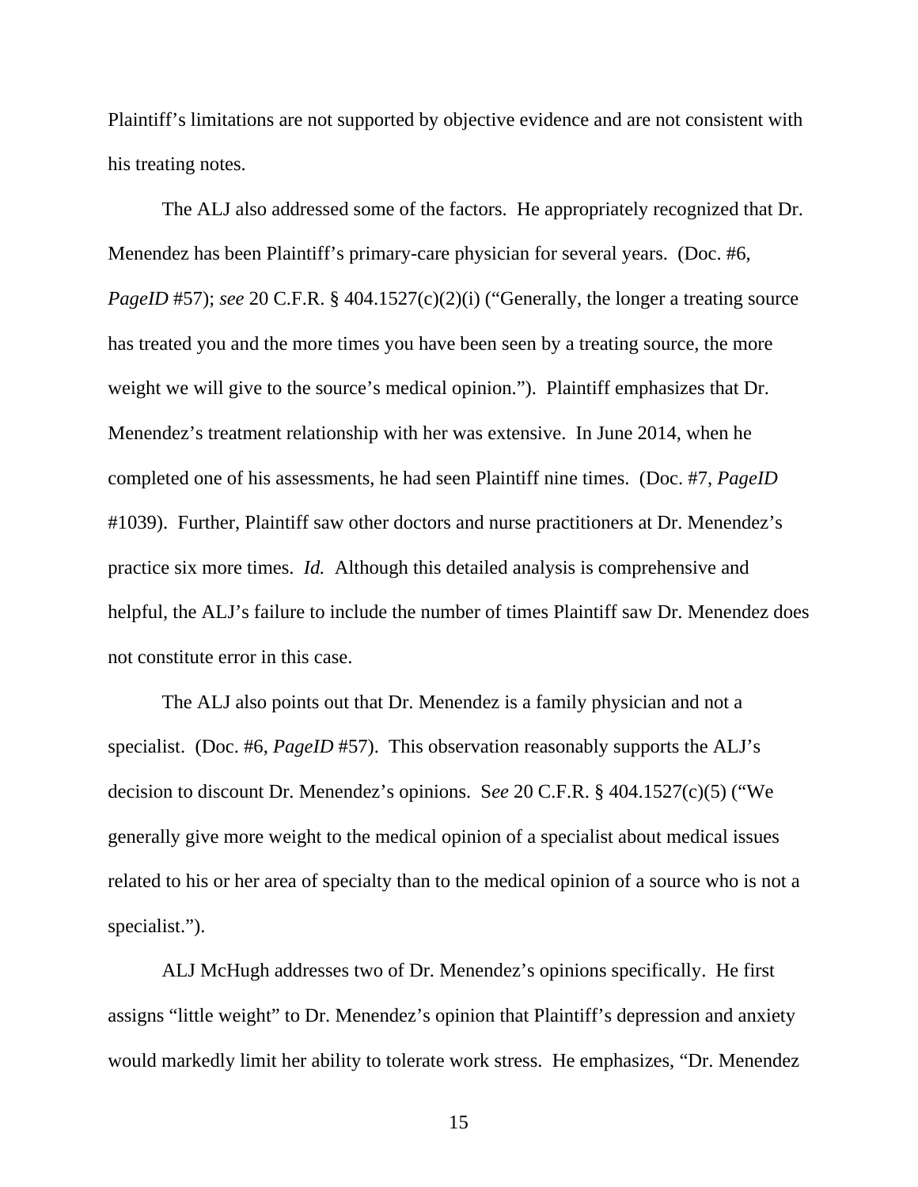Plaintiff's limitations are not supported by objective evidence and are not consistent with his treating notes.

The ALJ also addressed some of the factors. He appropriately recognized that Dr. Menendez has been Plaintiff's primary-care physician for several years. (Doc. #6, *PageID* #57); *see* 20 C.F.R. § 404.1527(c)(2)(i) ("Generally, the longer a treating source has treated you and the more times you have been seen by a treating source, the more weight we will give to the source's medical opinion."). Plaintiff emphasizes that Dr. Menendez's treatment relationship with her was extensive. In June 2014, when he completed one of his assessments, he had seen Plaintiff nine times. (Doc. #7, *PageID* #1039). Further, Plaintiff saw other doctors and nurse practitioners at Dr. Menendez's practice six more times. *Id.* Although this detailed analysis is comprehensive and helpful, the ALJ's failure to include the number of times Plaintiff saw Dr. Menendez does not constitute error in this case.

The ALJ also points out that Dr. Menendez is a family physician and not a specialist. (Doc. #6, *PageID* #57). This observation reasonably supports the ALJ's decision to discount Dr. Menendez's opinions. S*ee* 20 C.F.R. § 404.1527(c)(5) ("We generally give more weight to the medical opinion of a specialist about medical issues related to his or her area of specialty than to the medical opinion of a source who is not a specialist.").

ALJ McHugh addresses two of Dr. Menendez's opinions specifically. He first assigns "little weight" to Dr. Menendez's opinion that Plaintiff's depression and anxiety would markedly limit her ability to tolerate work stress. He emphasizes, "Dr. Menendez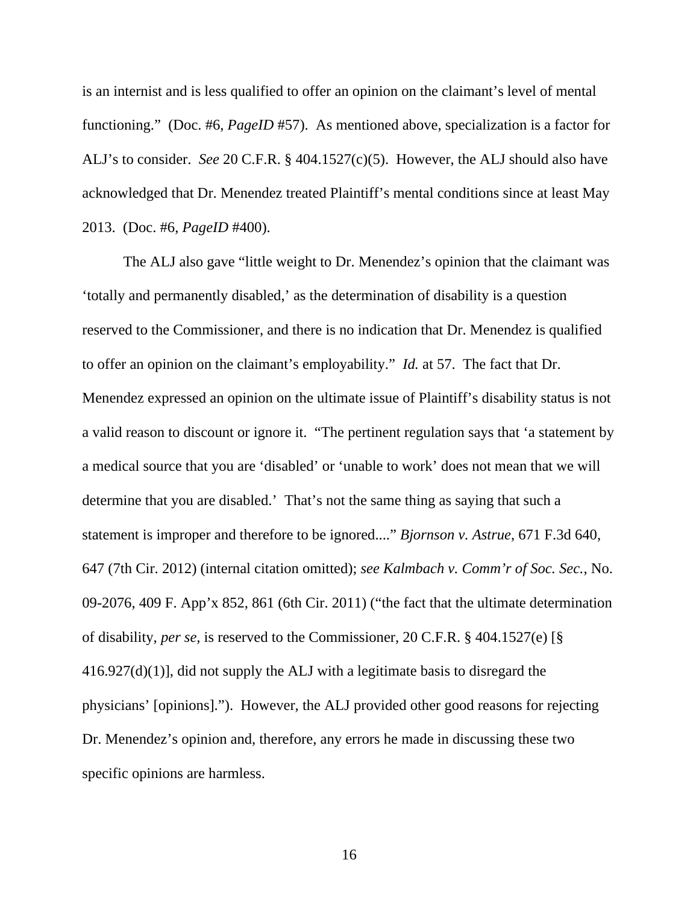is an internist and is less qualified to offer an opinion on the claimant's level of mental functioning." (Doc. #6, *PageID* #57). As mentioned above, specialization is a factor for ALJ's to consider. *See* 20 C.F.R. § 404.1527(c)(5). However, the ALJ should also have acknowledged that Dr. Menendez treated Plaintiff's mental conditions since at least May 2013. (Doc. #6, *PageID* #400).

The ALJ also gave "little weight to Dr. Menendez's opinion that the claimant was 'totally and permanently disabled,' as the determination of disability is a question reserved to the Commissioner, and there is no indication that Dr. Menendez is qualified to offer an opinion on the claimant's employability." *Id.* at 57. The fact that Dr. Menendez expressed an opinion on the ultimate issue of Plaintiff's disability status is not a valid reason to discount or ignore it. "The pertinent regulation says that 'a statement by a medical source that you are 'disabled' or 'unable to work' does not mean that we will determine that you are disabled.' That's not the same thing as saying that such a statement is improper and therefore to be ignored...." *Bjornson v. Astrue*, 671 F.3d 640, 647 (7th Cir. 2012) (internal citation omitted); *see Kalmbach v. Comm'r of Soc. Sec.*, No. 09-2076, 409 F. App'x 852, 861 (6th Cir. 2011) ("the fact that the ultimate determination of disability, *per se*, is reserved to the Commissioner, 20 C.F.R. § 404.1527(e) [§ 416.927(d)(1)], did not supply the ALJ with a legitimate basis to disregard the physicians' [opinions]."). However, the ALJ provided other good reasons for rejecting Dr. Menendez's opinion and, therefore, any errors he made in discussing these two specific opinions are harmless.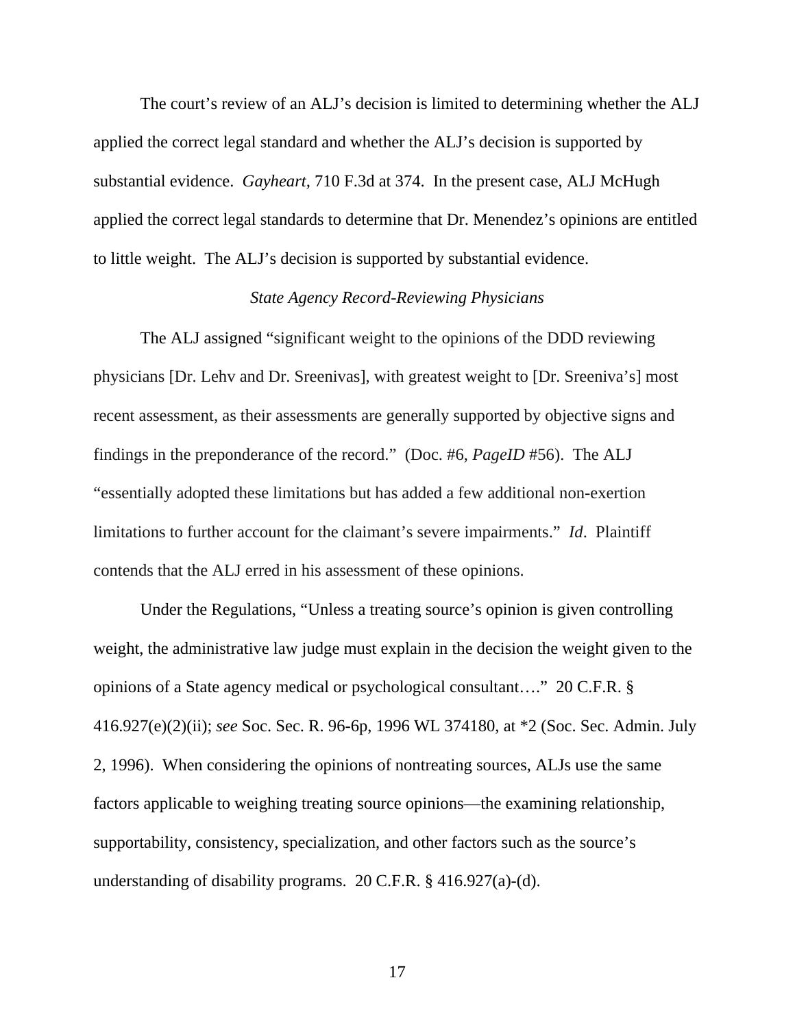The court's review of an ALJ's decision is limited to determining whether the ALJ applied the correct legal standard and whether the ALJ's decision is supported by substantial evidence. *Gayheart*, 710 F.3d at 374. In the present case, ALJ McHugh applied the correct legal standards to determine that Dr. Menendez's opinions are entitled to little weight. The ALJ's decision is supported by substantial evidence.

*State Agency Record-Reviewing Physicians*

The ALJ assigned "significant weight to the opinions of the DDD reviewing physicians [Dr. Lehv and Dr. Sreenivas], with greatest weight to [Dr. Sreeniva's] most recent assessment, as their assessments are generally supported by objective signs and findings in the preponderance of the record." (Doc. #6, *PageID* #56). The ALJ "essentially adopted these limitations but has added a few additional non-exertion limitations to further account for the claimant's severe impairments." *Id*. Plaintiff contends that the ALJ erred in his assessment of these opinions.

Under the Regulations, "Unless a treating source's opinion is given controlling weight, the administrative law judge must explain in the decision the weight given to the opinions of a State agency medical or psychological consultant…." 20 C.F.R. § 416.927(e)(2)(ii); *see* Soc. Sec. R. 96-6p, 1996 WL 374180, at *2 (Soc. Sec. Admin. July 2, 1996). When considering the opinions of nontreating sources, ALJs use the same factors applicable to weighing treating source opinions—the examining relationship, supportability, consistency, specialization, and other factors such as the source's understanding of disability programs. 20 C.F.R. § 416.927(a)-(d).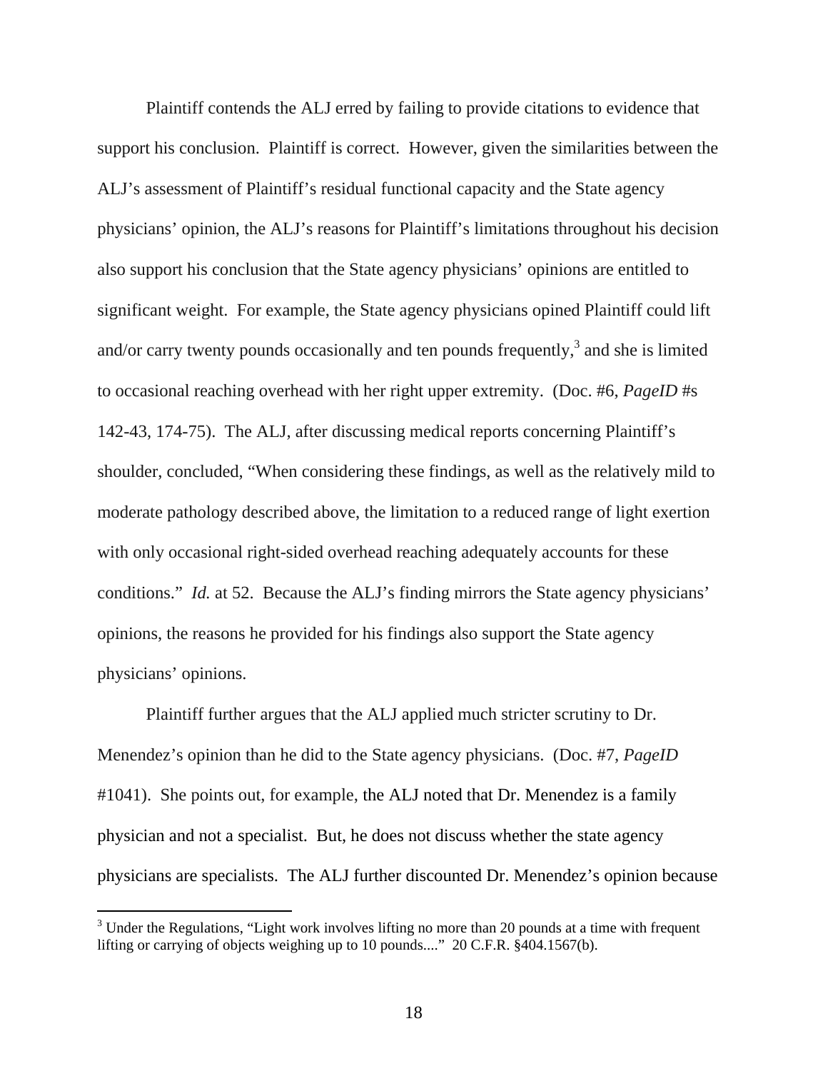Plaintiff contends the ALJ erred by failing to provide citations to evidence that support his conclusion. Plaintiff is correct. However, given the similarities between the ALJ's assessment of Plaintiff's residual functional capacity and the State agency physicians' opinion, the ALJ's reasons for Plaintiff's limitations throughout his decision also support his conclusion that the State agency physicians' opinions are entitled to significant weight. For example, the State agency physicians opined Plaintiff could lift and/or carry twenty pounds occasionally and ten pounds frequently,[3] and she is limited to occasional reaching overhead with her right upper extremity. (Doc. #6, *PageID* #s 142-43, 174-75). The ALJ, after discussing medical reports concerning Plaintiff's shoulder, concluded, "When considering these findings, as well as the relatively mild to moderate pathology described above, the limitation to a reduced range of light exertion with only occasional right-sided overhead reaching adequately accounts for these conditions." *Id.* at 52. Because the ALJ's finding mirrors the State agency physicians' opinions, the reasons he provided for his findings also support the State agency physicians' opinions.

Plaintiff further argues that the ALJ applied much stricter scrutiny to Dr. Menendez's opinion than he did to the State agency physicians. (Doc. #7, *PageID* #1041). She points out, for example, the ALJ noted that Dr. Menendez is a family physician and not a specialist. But, he does not discuss whether the state agency physicians are specialists. The ALJ further discounted Dr. Menendez's opinion because

[3] Under the Regulations, "Light work involves lifting no more than 20 pounds at a time with frequent lifting or carrying of objects weighing up to 10 pounds...." 20 C.F.R. §404.1567(b).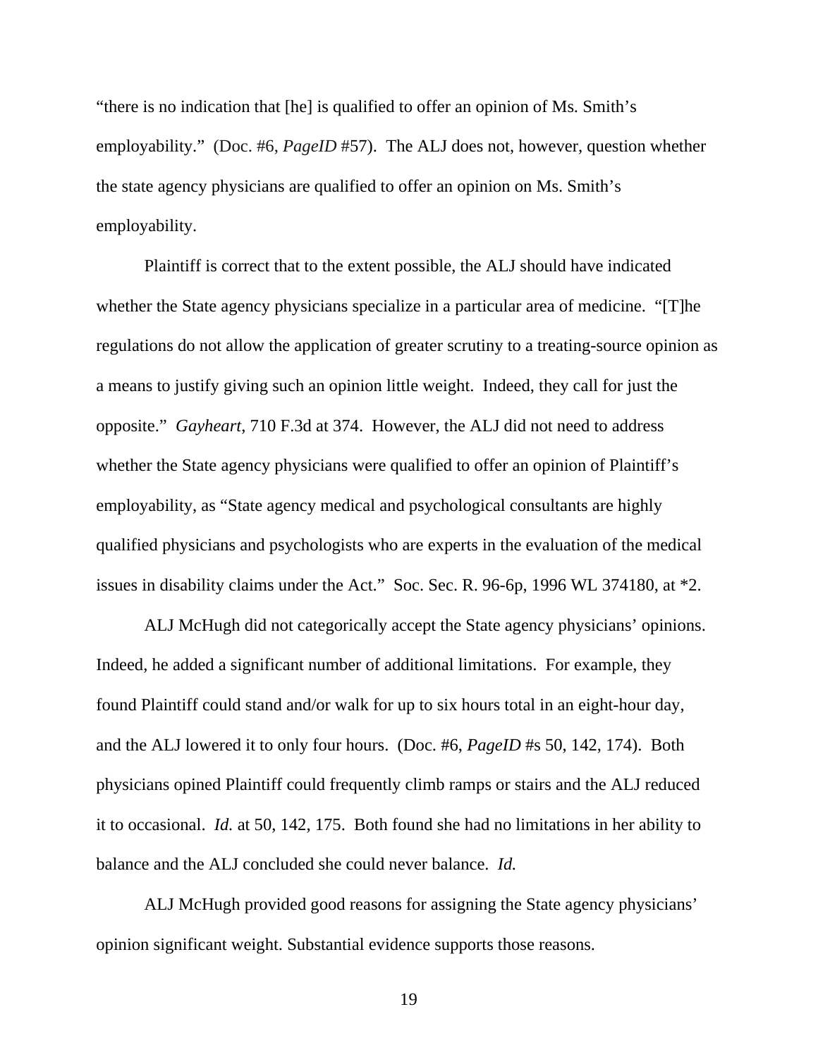"there is no indication that [he] is qualified to offer an opinion of Ms. Smith's employability." (Doc. #6, *PageID* #57). The ALJ does not, however, question whether the state agency physicians are qualified to offer an opinion on Ms. Smith's employability.

Plaintiff is correct that to the extent possible, the ALJ should have indicated whether the State agency physicians specialize in a particular area of medicine. "[T]he regulations do not allow the application of greater scrutiny to a treating-source opinion as a means to justify giving such an opinion little weight. Indeed, they call for just the opposite." *Gayheart*, 710 F.3d at 374. However, the ALJ did not need to address whether the State agency physicians were qualified to offer an opinion of Plaintiff's employability, as "State agency medical and psychological consultants are highly qualified physicians and psychologists who are experts in the evaluation of the medical issues in disability claims under the Act." Soc. Sec. R. 96-6p, 1996 WL 374180, at *2.

ALJ McHugh did not categorically accept the State agency physicians' opinions. Indeed, he added a significant number of additional limitations. For example, they found Plaintiff could stand and/or walk for up to six hours total in an eight-hour day, and the ALJ lowered it to only four hours. (Doc. #6, *PageID* #s 50, 142, 174). Both physicians opined Plaintiff could frequently climb ramps or stairs and the ALJ reduced it to occasional. *Id.* at 50, 142, 175. Both found she had no limitations in her ability to balance and the ALJ concluded she could never balance. *Id.*

ALJ McHugh provided good reasons for assigning the State agency physicians' opinion significant weight. Substantial evidence supports those reasons.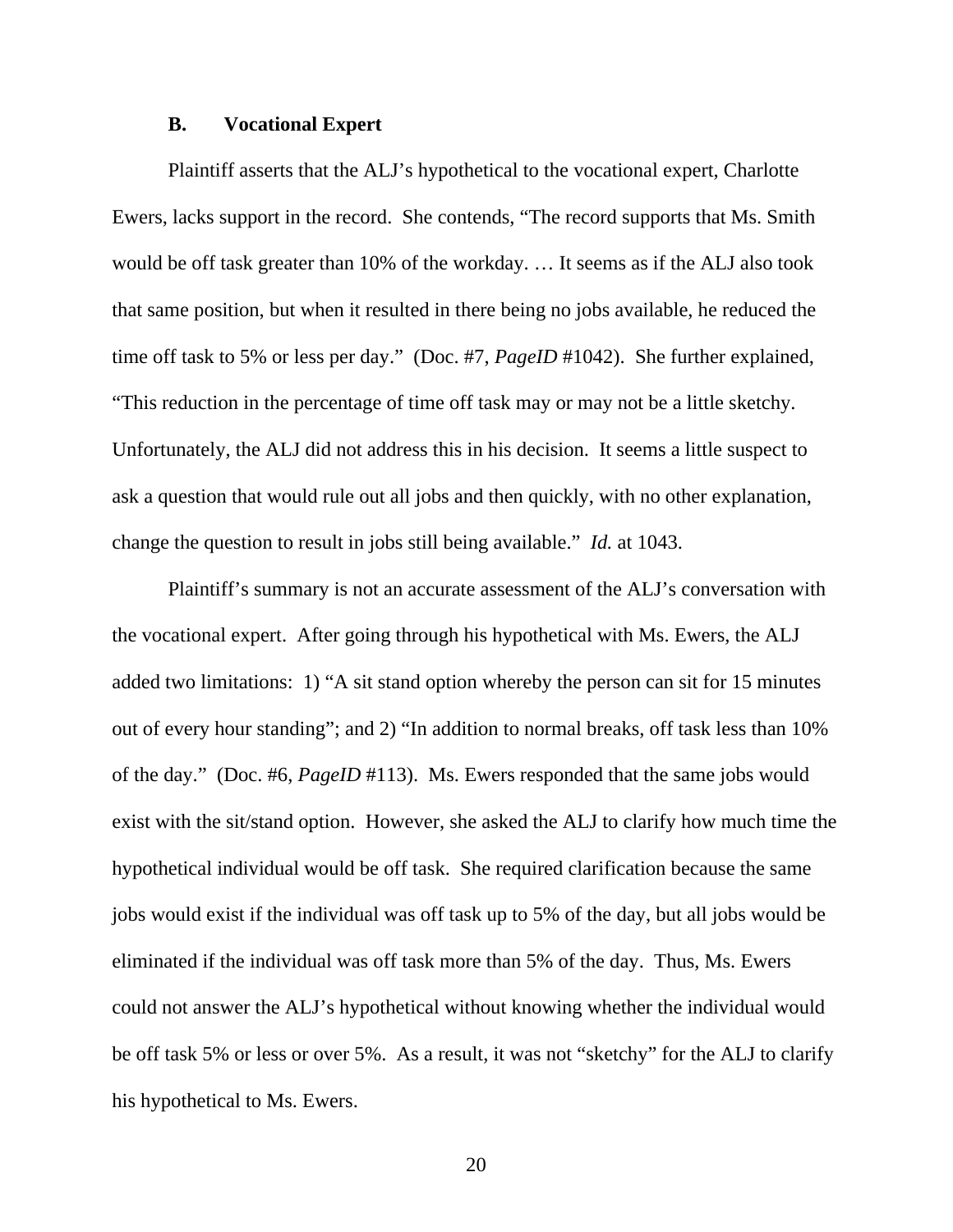### B. Vocational Expert

Plaintiff asserts that the ALJ's hypothetical to the vocational expert, Charlotte Ewers, lacks support in the record. She contends, "The record supports that Ms. Smith would be off task greater than 10% of the workday. … It seems as if the ALJ also took that same position, but when it resulted in there being no jobs available, he reduced the time off task to 5% or less per day." (Doc. #7, *PageID* #1042). She further explained, "This reduction in the percentage of time off task may or may not be a little sketchy. Unfortunately, the ALJ did not address this in his decision. It seems a little suspect to ask a question that would rule out all jobs and then quickly, with no other explanation, change the question to result in jobs still being available." *Id.* at 1043.

Plaintiff's summary is not an accurate assessment of the ALJ's conversation with the vocational expert. After going through his hypothetical with Ms. Ewers, the ALJ added two limitations: 1) "A sit stand option whereby the person can sit for 15 minutes out of every hour standing"; and 2) "In addition to normal breaks, off task less than 10% of the day." (Doc. #6, *PageID* #113). Ms. Ewers responded that the same jobs would exist with the sit/stand option. However, she asked the ALJ to clarify how much time the hypothetical individual would be off task. She required clarification because the same jobs would exist if the individual was off task up to 5% of the day, but all jobs would be eliminated if the individual was off task more than 5% of the day. Thus, Ms. Ewers could not answer the ALJ's hypothetical without knowing whether the individual would be off task 5% or less or over 5%. As a result, it was not "sketchy" for the ALJ to clarify his hypothetical to Ms. Ewers.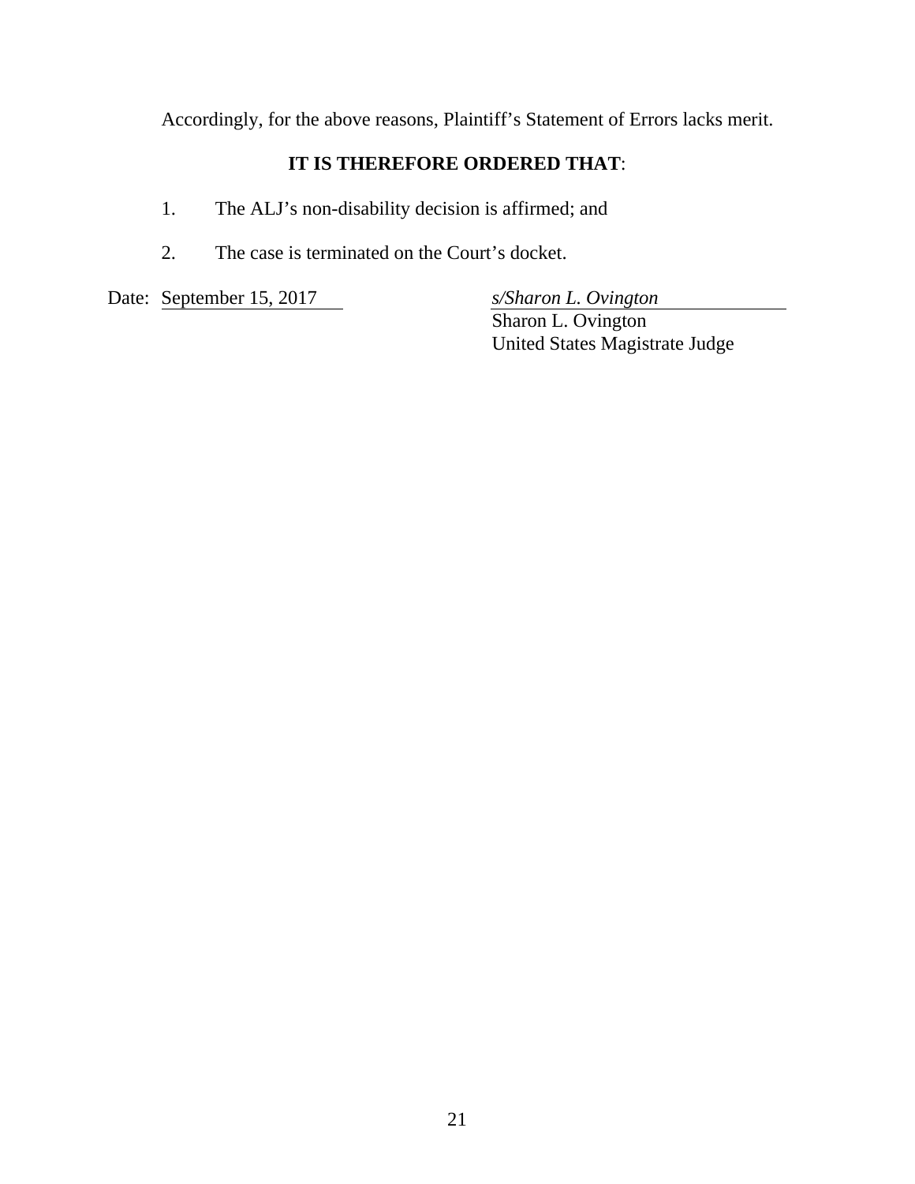Accordingly, for the above reasons, Plaintiff's Statement of Errors lacks merit.

**IT IS THEREFORE ORDERED THAT**:

1. The ALJ's non-disability decision is affirmed; and

2. The case is terminated on the Court's docket.

Date: September 15, 2017

*s/Sharon L. Ovington*
Sharon L. Ovington
United States Magistrate Judge